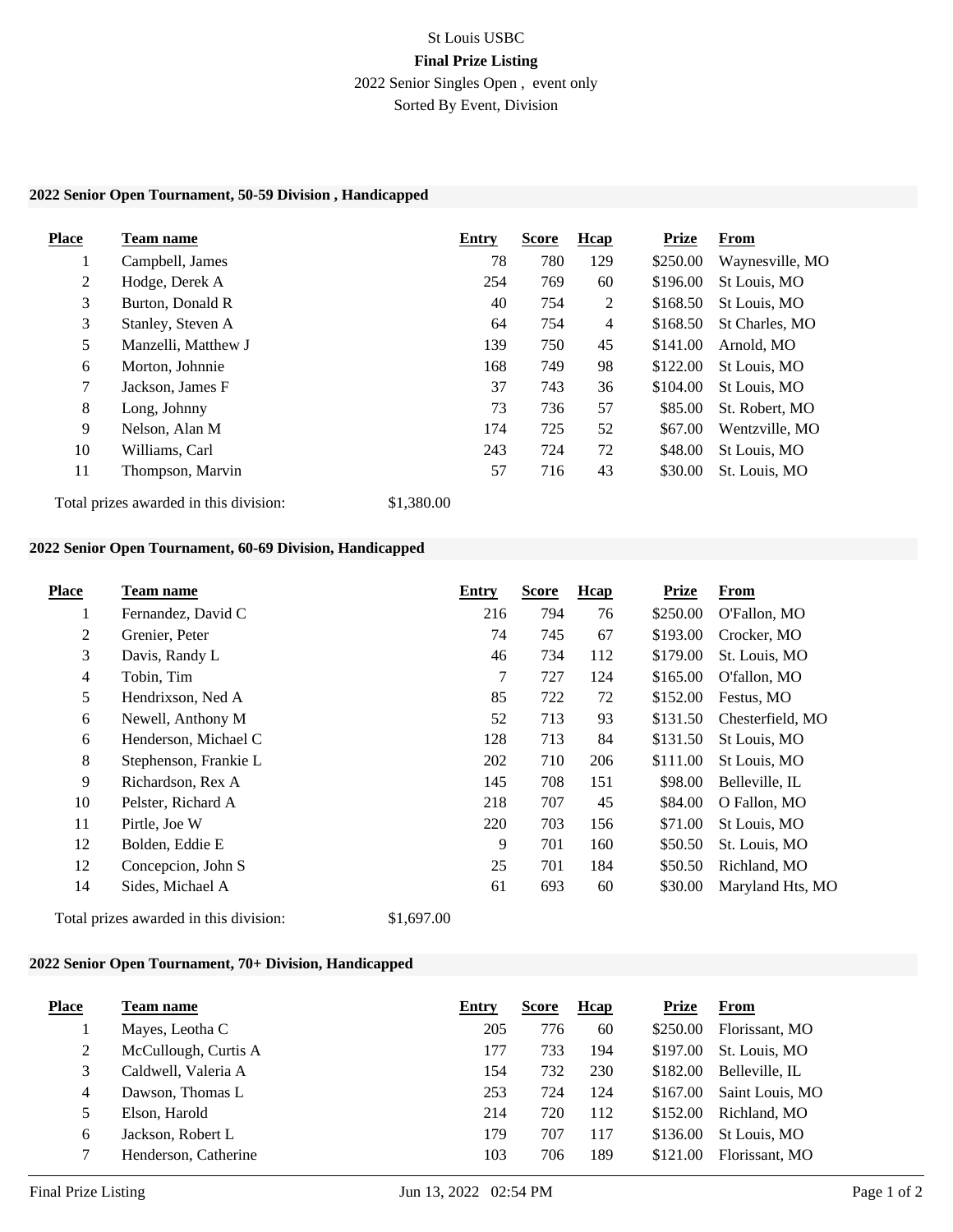St Louis USBC

**Final Prize Listing**

2022 Senior Singles Open , event only

Sorted By Event, Division

### 2022 Senior Open Tournament, 50-59 Division , Handicapped

| Place | Team name | Entry | Score | Hcap | Prize | From |
|---|---|---|---|---|---|---|
| 1 | Campbell, James | 78 | 780 | 129 | $250.00 | Waynesville, MO |
| 2 | Hodge, Derek A | 254 | 769 | 60 | $196.00 | St Louis, MO |
| 3 | Burton, Donald R | 40 | 754 | 2 | $168.50 | St Louis, MO |
| 3 | Stanley, Steven A | 64 | 754 | 4 | $168.50 | St Charles, MO |
| 5 | Manzelli, Matthew J | 139 | 750 | 45 | $141.00 | Arnold, MO |
| 6 | Morton, Johnnie | 168 | 749 | 98 | $122.00 | St Louis, MO |
| 7 | Jackson, James F | 37 | 743 | 36 | $104.00 | St Louis, MO |
| 8 | Long, Johnny | 73 | 736 | 57 | $85.00 | St. Robert, MO |
| 9 | Nelson, Alan M | 174 | 725 | 52 | $67.00 | Wentzville, MO |
| 10 | Williams, Carl | 243 | 724 | 72 | $48.00 | St Louis, MO |
| 11 | Thompson, Marvin | 57 | 716 | 43 | $30.00 | St. Louis, MO |

Total prizes awarded in this division: $1,380.00

### 2022 Senior Open Tournament, 60-69 Division, Handicapped

| Place | Team name | Entry | Score | Hcap | Prize | From |
|---|---|---|---|---|---|---|
| 1 | Fernandez, David C | 216 | 794 | 76 | $250.00 | O'Fallon, MO |
| 2 | Grenier, Peter | 74 | 745 | 67 | $193.00 | Crocker, MO |
| 3 | Davis, Randy L | 46 | 734 | 112 | $179.00 | St. Louis, MO |
| 4 | Tobin, Tim | 7 | 727 | 124 | $165.00 | O'fallon, MO |
| 5 | Hendrixson, Ned A | 85 | 722 | 72 | $152.00 | Festus, MO |
| 6 | Newell, Anthony M | 52 | 713 | 93 | $131.50 | Chesterfield, MO |
| 6 | Henderson, Michael C | 128 | 713 | 84 | $131.50 | St Louis, MO |
| 8 | Stephenson, Frankie L | 202 | 710 | 206 | $111.00 | St Louis, MO |
| 9 | Richardson, Rex A | 145 | 708 | 151 | $98.00 | Belleville, IL |
| 10 | Pelster, Richard A | 218 | 707 | 45 | $84.00 | O Fallon, MO |
| 11 | Pirtle, Joe W | 220 | 703 | 156 | $71.00 | St Louis, MO |
| 12 | Bolden, Eddie E | 9 | 701 | 160 | $50.50 | St. Louis, MO |
| 12 | Concepcion, John S | 25 | 701 | 184 | $50.50 | Richland, MO |
| 14 | Sides, Michael A | 61 | 693 | 60 | $30.00 | Maryland Hts, MO |

Total prizes awarded in this division: $1,697.00

### 2022 Senior Open Tournament, 70+ Division, Handicapped

| Place | Team name | Entry | Score | Hcap | Prize | From |
|---|---|---|---|---|---|---|
| 1 | Mayes, Leotha C | 205 | 776 | 60 | $250.00 | Florissant, MO |
| 2 | McCullough, Curtis A | 177 | 733 | 194 | $197.00 | St. Louis, MO |
| 3 | Caldwell, Valeria A | 154 | 732 | 230 | $182.00 | Belleville, IL |
| 4 | Dawson, Thomas L | 253 | 724 | 124 | $167.00 | Saint Louis, MO |
| 5 | Elson, Harold | 214 | 720 | 112 | $152.00 | Richland, MO |
| 6 | Jackson, Robert L | 179 | 707 | 117 | $136.00 | St Louis, MO |
| 7 | Henderson, Catherine | 103 | 706 | 189 | $121.00 | Florissant, MO |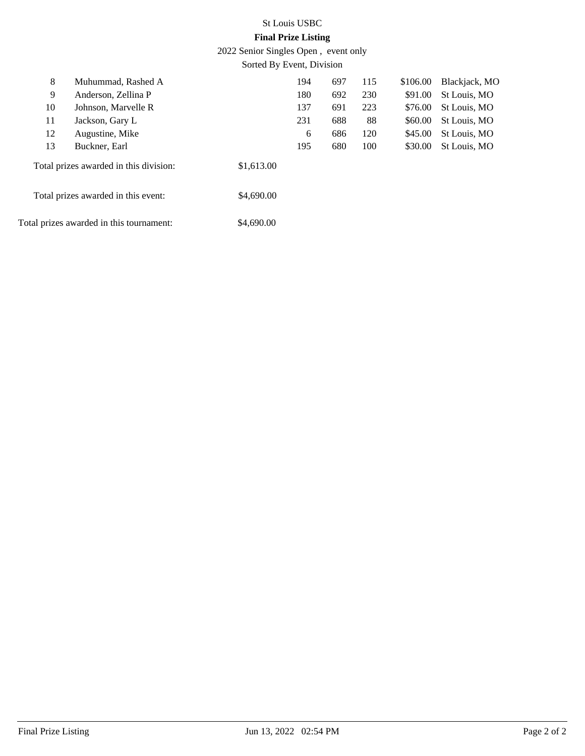St Louis USBC

**Final Prize Listing**

2022 Senior Singles Open , event only

Sorted By Event, Division

| | | | | | | |
|---|---|---|---|---|---|---|
| 8 | Muhummad, Rashed A | 194 | 697 | 115 | $106.00 | Blackjack, MO |
| 9 | Anderson, Zellina P | 180 | 692 | 230 | $91.00 | St Louis, MO |
| 10 | Johnson, Marvelle R | 137 | 691 | 223 | $76.00 | St Louis, MO |
| 11 | Jackson, Gary L | 231 | 688 | 88 | $60.00 | St Louis, MO |
| 12 | Augustine, Mike | 6 | 686 | 120 | $45.00 | St Louis, MO |
| 13 | Buckner, Earl | 195 | 680 | 100 | $30.00 | St Louis, MO |

Total prizes awarded in this division: $1,613.00

Total prizes awarded in this event: $4,690.00

Total prizes awarded in this tournament: $4,690.00